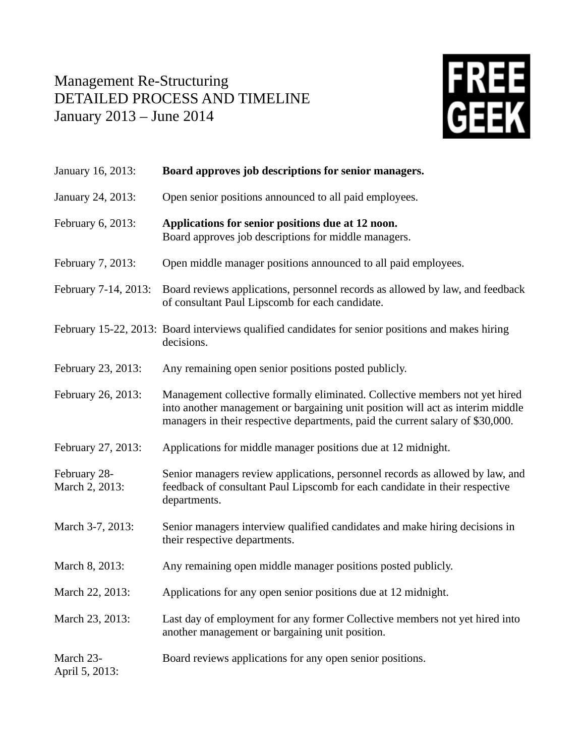# Management Re-Structuring
# DETAILED PROCESS AND TIMELINE
# January 2013 – June 2014

FREE GEEK

| | |
|---|---|
| January 16, 2013: | **Board approves job descriptions for senior managers.** |
| January 24, 2013: | Open senior positions announced to all paid employees. |
| February 6, 2013: | **Applications for senior positions due at 12 noon.** Board approves job descriptions for middle managers. |
| February 7, 2013: | Open middle manager positions announced to all paid employees. |
| February 7-14, 2013: | Board reviews applications, personnel records as allowed by law, and feedback of consultant Paul Lipscomb for each candidate. |
| February 15-22, 2013: | Board interviews qualified candidates for senior positions and makes hiring decisions. |
| February 23, 2013: | Any remaining open senior positions posted publicly. |
| February 26, 2013: | Management collective formally eliminated. Collective members not yet hired into another management or bargaining unit position will act as interim middle managers in their respective departments, paid the current salary of $30,000. |
| February 27, 2013: | Applications for middle manager positions due at 12 midnight. |
| February 28-March 2, 2013: | Senior managers review applications, personnel records as allowed by law, and feedback of consultant Paul Lipscomb for each candidate in their respective departments. |
| March 3-7, 2013: | Senior managers interview qualified candidates and make hiring decisions in their respective departments. |
| March 8, 2013: | Any remaining open middle manager positions posted publicly. |
| March 22, 2013: | Applications for any open senior positions due at 12 midnight. |
| March 23, 2013: | Last day of employment for any former Collective members not yet hired into another management or bargaining unit position. |
| March 23-April 5, 2013: | Board reviews applications for any open senior positions. |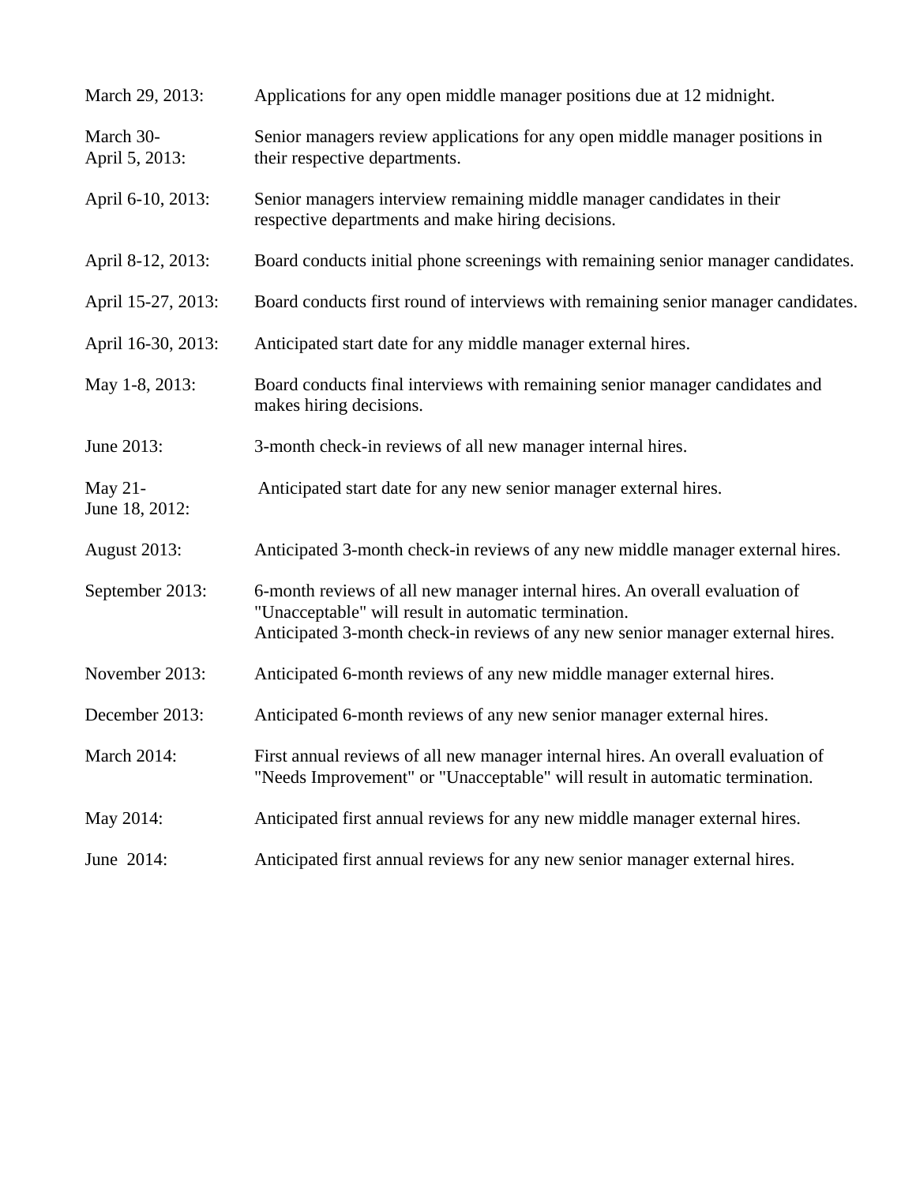| | |
|---|---|
| March 29, 2013: | Applications for any open middle manager positions due at 12 midnight. |
| March 30-April 5, 2013: | Senior managers review applications for any open middle manager positions in their respective departments. |
| April 6-10, 2013: | Senior managers interview remaining middle manager candidates in their respective departments and make hiring decisions. |
| April 8-12, 2013: | Board conducts initial phone screenings with remaining senior manager candidates. |
| April 15-27, 2013: | Board conducts first round of interviews with remaining senior manager candidates. |
| April 16-30, 2013: | Anticipated start date for any middle manager external hires. |
| May 1-8, 2013: | Board conducts final interviews with remaining senior manager candidates and makes hiring decisions. |
| June 2013: | 3-month check-in reviews of all new manager internal hires. |
| May 21-June 18, 2012: | Anticipated start date for any new senior manager external hires. |
| August 2013: | Anticipated 3-month check-in reviews of any new middle manager external hires. |
| September 2013: | 6-month reviews of all new manager internal hires. An overall evaluation of "Unacceptable" will result in automatic termination. Anticipated 3-month check-in reviews of any new senior manager external hires. |
| November 2013: | Anticipated 6-month reviews of any new middle manager external hires. |
| December 2013: | Anticipated 6-month reviews of any new senior manager external hires. |
| March 2014: | First annual reviews of all new manager internal hires. An overall evaluation of "Needs Improvement" or "Unacceptable" will result in automatic termination. |
| May 2014: | Anticipated first annual reviews for any new middle manager external hires. |
| June 2014: | Anticipated first annual reviews for any new senior manager external hires. |